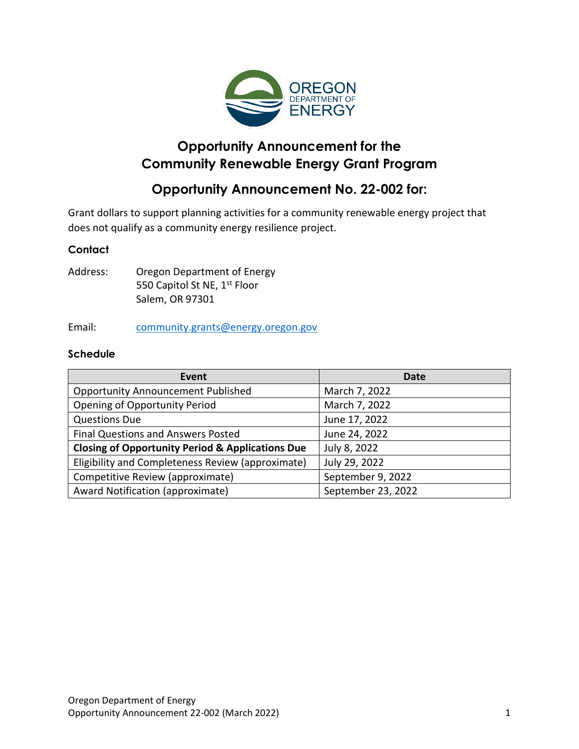# Opportunity Announcement for the Community Renewable Energy Grant Program

## Opportunity Announcement No. 22-002 for:

Grant dollars to support planning activities for a community renewable energy project that does not qualify as a community energy resilience project.

### Contact

Address: Oregon Department of Energy
550 Capitol St NE, 1st Floor
Salem, OR 97301

Email: community.grants@energy.oregon.gov

### Schedule

| Event | Date |
|---|---|
| Opportunity Announcement Published | March 7, 2022 |
| Opening of Opportunity Period | March 7, 2022 |
| Questions Due | June 17, 2022 |
| Final Questions and Answers Posted | June 24, 2022 |
| **Closing of Opportunity Period & Applications Due** | July 8, 2022 |
| Eligibility and Completeness Review (approximate) | July 29, 2022 |
| Competitive Review (approximate) | September 9, 2022 |
| Award Notification (approximate) | September 23, 2022 |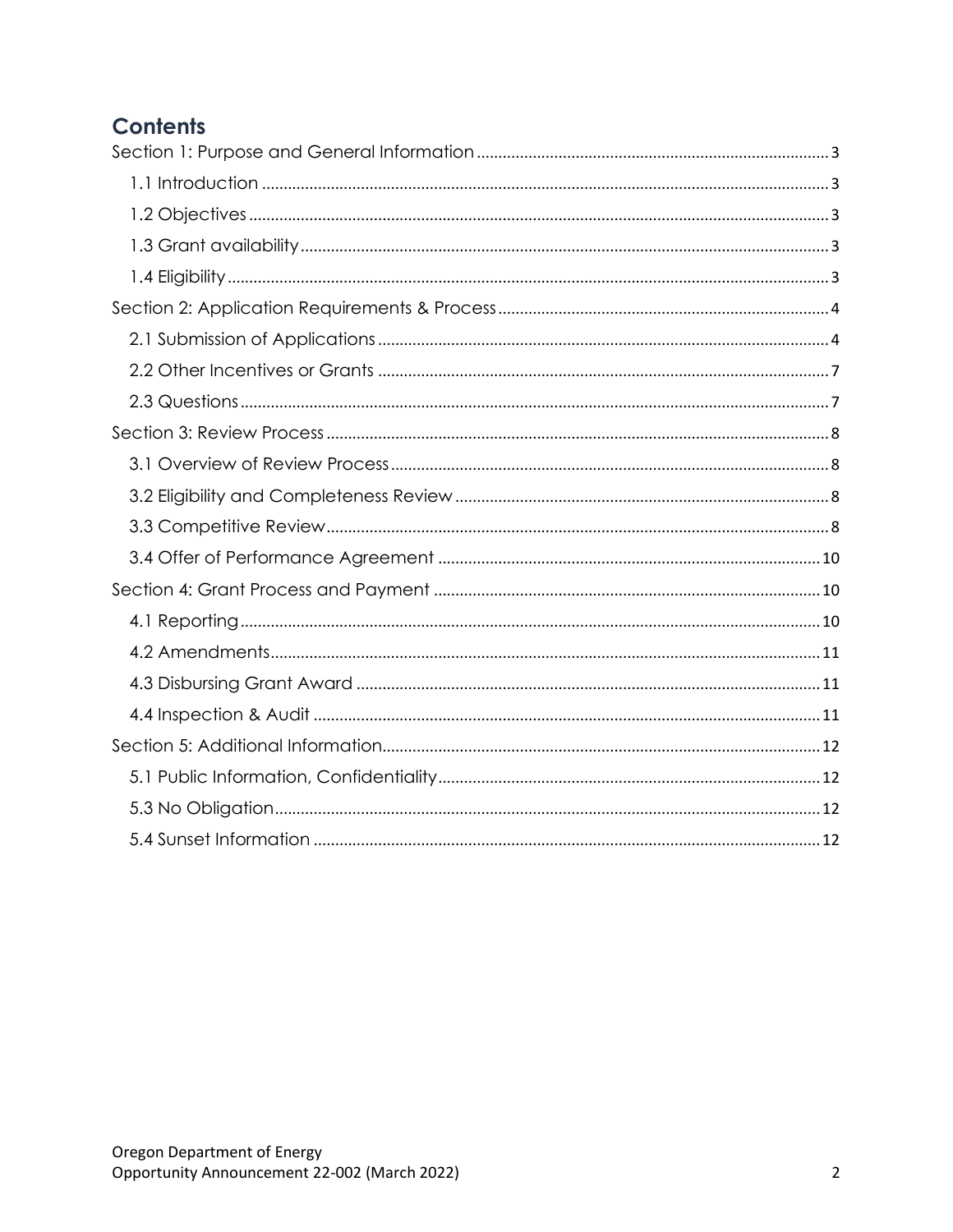## Contents

Section 1: Purpose and General Information ..... 3
- 1.1 Introduction ..... 3
- 1.2 Objectives ..... 3
- 1.3 Grant availability ..... 3
- 1.4 Eligibility ..... 3

Section 2: Application Requirements & Process ..... 4
- 2.1 Submission of Applications ..... 4
- 2.2 Other Incentives or Grants ..... 7
- 2.3 Questions ..... 7

Section 3: Review Process ..... 8
- 3.1 Overview of Review Process ..... 8
- 3.2 Eligibility and Completeness Review ..... 8
- 3.3 Competitive Review ..... 8
- 3.4 Offer of Performance Agreement ..... 10

Section 4: Grant Process and Payment ..... 10
- 4.1 Reporting ..... 10
- 4.2 Amendments ..... 11
- 4.3 Disbursing Grant Award ..... 11
- 4.4 Inspection & Audit ..... 11

Section 5: Additional Information ..... 12
- 5.1 Public Information, Confidentiality ..... 12
- 5.3 No Obligation ..... 12
- 5.4 Sunset Information ..... 12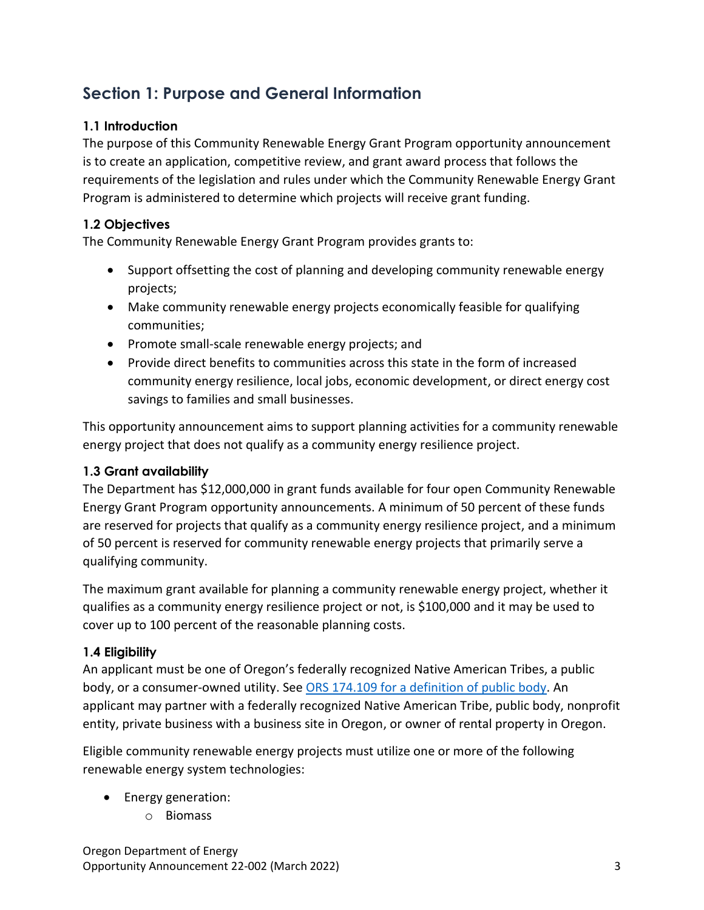## Section 1: Purpose and General Information

### 1.1 Introduction

The purpose of this Community Renewable Energy Grant Program opportunity announcement is to create an application, competitive review, and grant award process that follows the requirements of the legislation and rules under which the Community Renewable Energy Grant Program is administered to determine which projects will receive grant funding.

### 1.2 Objectives

The Community Renewable Energy Grant Program provides grants to:

- Support offsetting the cost of planning and developing community renewable energy projects;
- Make community renewable energy projects economically feasible for qualifying communities;
- Promote small-scale renewable energy projects; and
- Provide direct benefits to communities across this state in the form of increased community energy resilience, local jobs, economic development, or direct energy cost savings to families and small businesses.

This opportunity announcement aims to support planning activities for a community renewable energy project that does not qualify as a community energy resilience project.

### 1.3 Grant availability

The Department has $12,000,000 in grant funds available for four open Community Renewable Energy Grant Program opportunity announcements. A minimum of 50 percent of these funds are reserved for projects that qualify as a community energy resilience project, and a minimum of 50 percent is reserved for community renewable energy projects that primarily serve a qualifying community.

The maximum grant available for planning a community renewable energy project, whether it qualifies as a community energy resilience project or not, is $100,000 and it may be used to cover up to 100 percent of the reasonable planning costs.

### 1.4 Eligibility

An applicant must be one of Oregon's federally recognized Native American Tribes, a public body, or a consumer-owned utility. See [ORS 174.109 for a definition of public body](). An applicant may partner with a federally recognized Native American Tribe, public body, nonprofit entity, private business with a business site in Oregon, or owner of rental property in Oregon.

Eligible community renewable energy projects must utilize one or more of the following renewable energy system technologies:

- Energy generation:
  - Biomass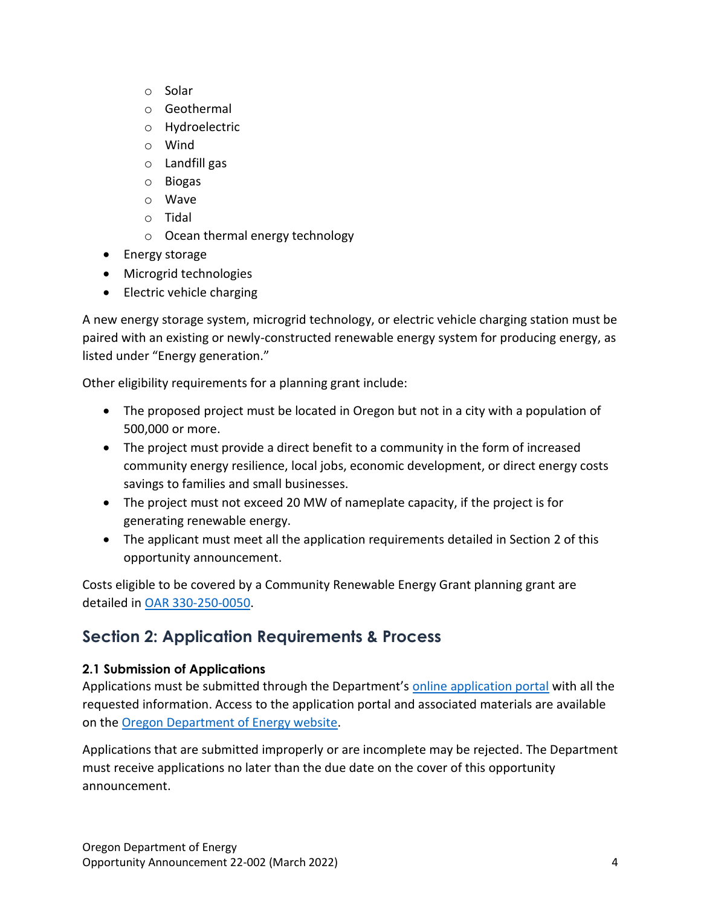- Solar
    - Geothermal
    - Hydroelectric
    - Wind
    - Landfill gas
    - Biogas
    - Wave
    - Tidal
    - Ocean thermal energy technology
- Energy storage
- Microgrid technologies
- Electric vehicle charging

A new energy storage system, microgrid technology, or electric vehicle charging station must be paired with an existing or newly-constructed renewable energy system for producing energy, as listed under "Energy generation."

Other eligibility requirements for a planning grant include:

- The proposed project must be located in Oregon but not in a city with a population of 500,000 or more.
- The project must provide a direct benefit to a community in the form of increased community energy resilience, local jobs, economic development, or direct energy costs savings to families and small businesses.
- The project must not exceed 20 MW of nameplate capacity, if the project is for generating renewable energy.
- The applicant must meet all the application requirements detailed in Section 2 of this opportunity announcement.

Costs eligible to be covered by a Community Renewable Energy Grant planning grant are detailed in OAR 330-250-0050.

## Section 2: Application Requirements & Process

### 2.1 Submission of Applications

Applications must be submitted through the Department's online application portal with all the requested information. Access to the application portal and associated materials are available on the Oregon Department of Energy website.

Applications that are submitted improperly or are incomplete may be rejected. The Department must receive applications no later than the due date on the cover of this opportunity announcement.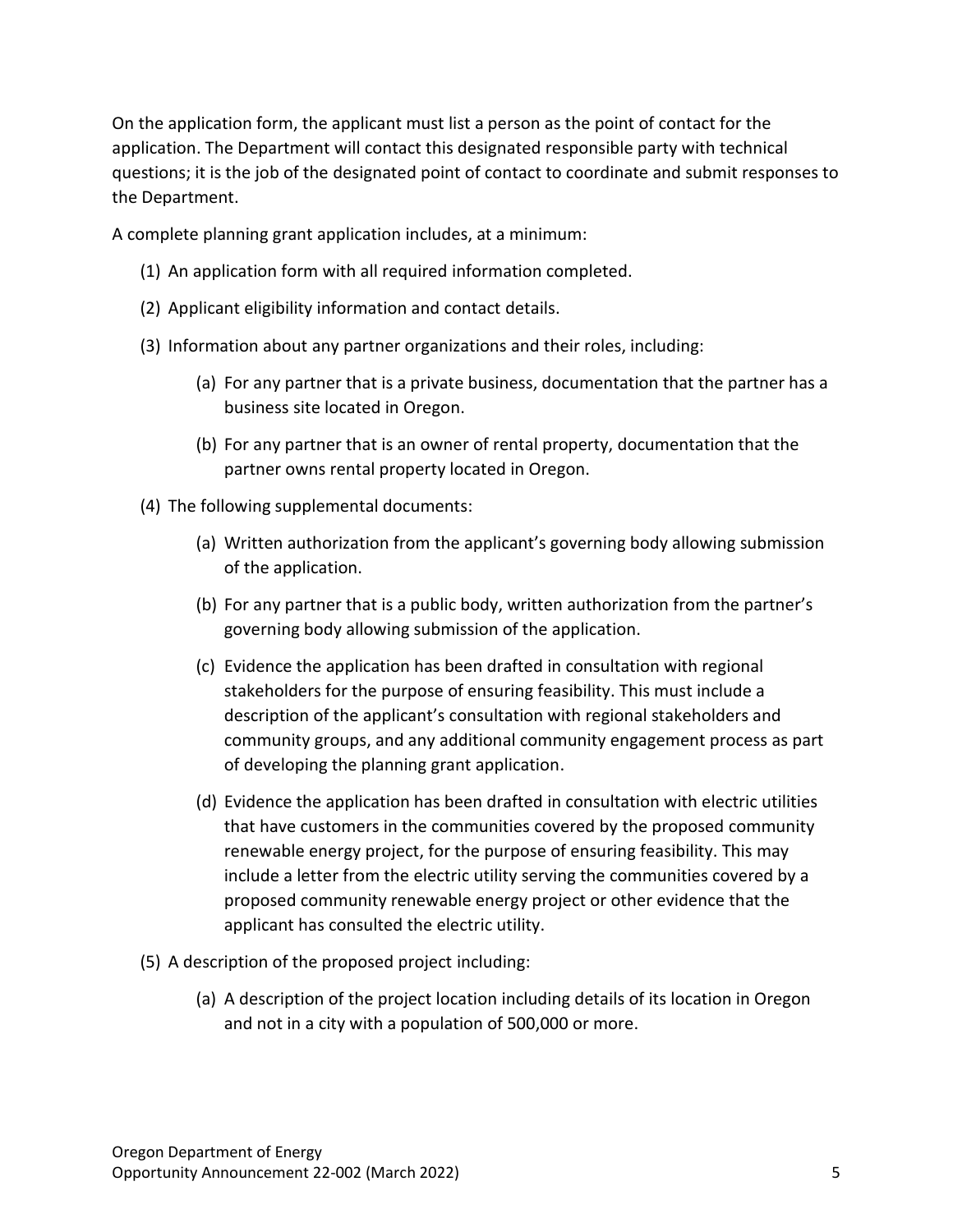On the application form, the applicant must list a person as the point of contact for the application. The Department will contact this designated responsible party with technical questions; it is the job of the designated point of contact to coordinate and submit responses to the Department.

A complete planning grant application includes, at a minimum:

(1) An application form with all required information completed.

(2) Applicant eligibility information and contact details.

(3) Information about any partner organizations and their roles, including:

  (a) For any partner that is a private business, documentation that the partner has a business site located in Oregon.

  (b) For any partner that is an owner of rental property, documentation that the partner owns rental property located in Oregon.

(4) The following supplemental documents:

  (a) Written authorization from the applicant's governing body allowing submission of the application.

  (b) For any partner that is a public body, written authorization from the partner's governing body allowing submission of the application.

  (c) Evidence the application has been drafted in consultation with regional stakeholders for the purpose of ensuring feasibility. This must include a description of the applicant's consultation with regional stakeholders and community groups, and any additional community engagement process as part of developing the planning grant application.

  (d) Evidence the application has been drafted in consultation with electric utilities that have customers in the communities covered by the proposed community renewable energy project, for the purpose of ensuring feasibility. This may include a letter from the electric utility serving the communities covered by a proposed community renewable energy project or other evidence that the applicant has consulted the electric utility.

(5) A description of the proposed project including:

  (a) A description of the project location including details of its location in Oregon and not in a city with a population of 500,000 or more.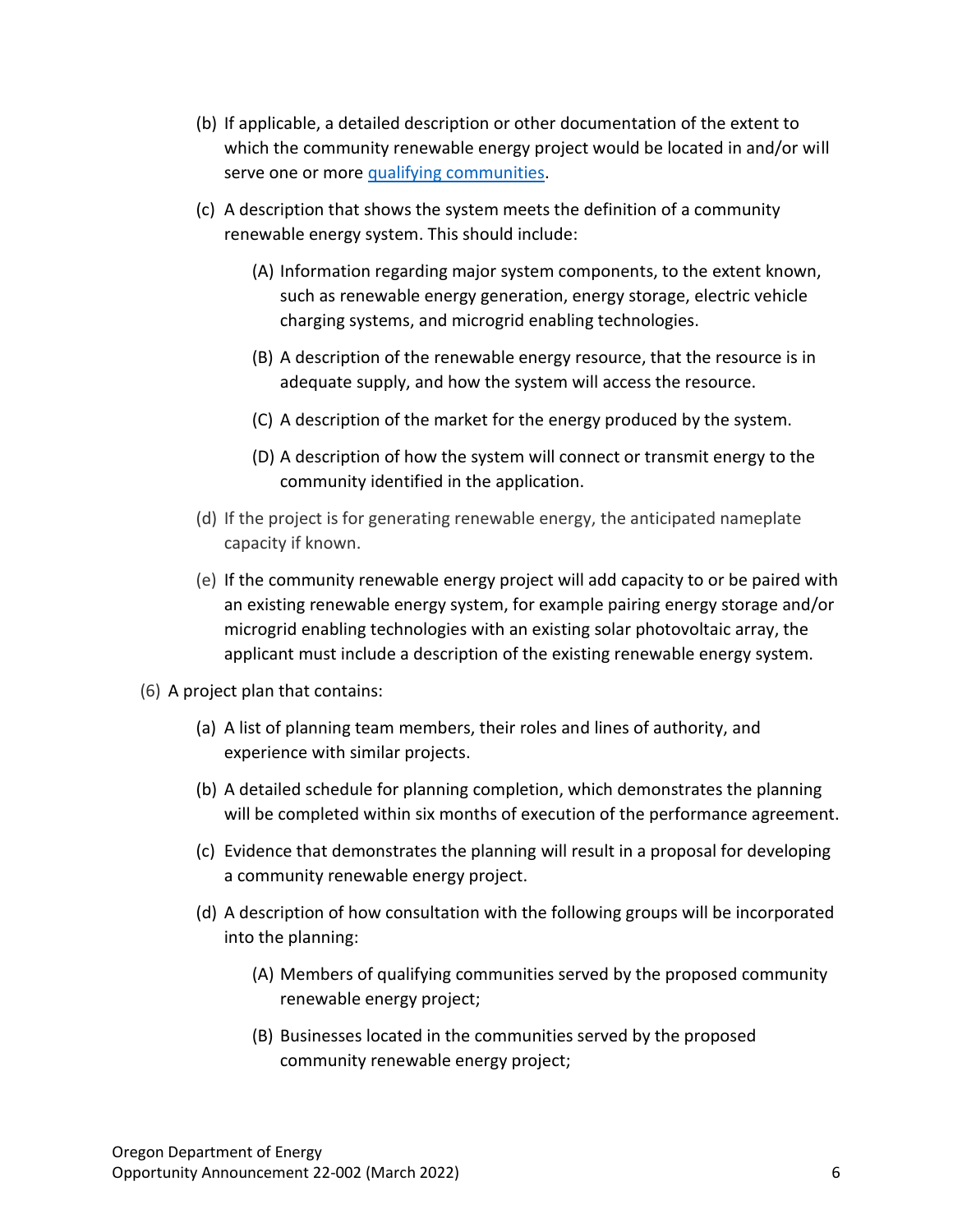(b) If applicable, a detailed description or other documentation of the extent to which the community renewable energy project would be located in and/or will serve one or more [qualifying communities](#).

(c) A description that shows the system meets the definition of a community renewable energy system. This should include:

  (A) Information regarding major system components, to the extent known, such as renewable energy generation, energy storage, electric vehicle charging systems, and microgrid enabling technologies.

  (B) A description of the renewable energy resource, that the resource is in adequate supply, and how the system will access the resource.

  (C) A description of the market for the energy produced by the system.

  (D) A description of how the system will connect or transmit energy to the community identified in the application.

(d) If the project is for generating renewable energy, the anticipated nameplate capacity if known.

(e) If the community renewable energy project will add capacity to or be paired with an existing renewable energy system, for example pairing energy storage and/or microgrid enabling technologies with an existing solar photovoltaic array, the applicant must include a description of the existing renewable energy system.

(6) A project plan that contains:

  (a) A list of planning team members, their roles and lines of authority, and experience with similar projects.

  (b) A detailed schedule for planning completion, which demonstrates the planning will be completed within six months of execution of the performance agreement.

  (c) Evidence that demonstrates the planning will result in a proposal for developing a community renewable energy project.

  (d) A description of how consultation with the following groups will be incorporated into the planning:

    (A) Members of qualifying communities served by the proposed community renewable energy project;

    (B) Businesses located in the communities served by the proposed community renewable energy project;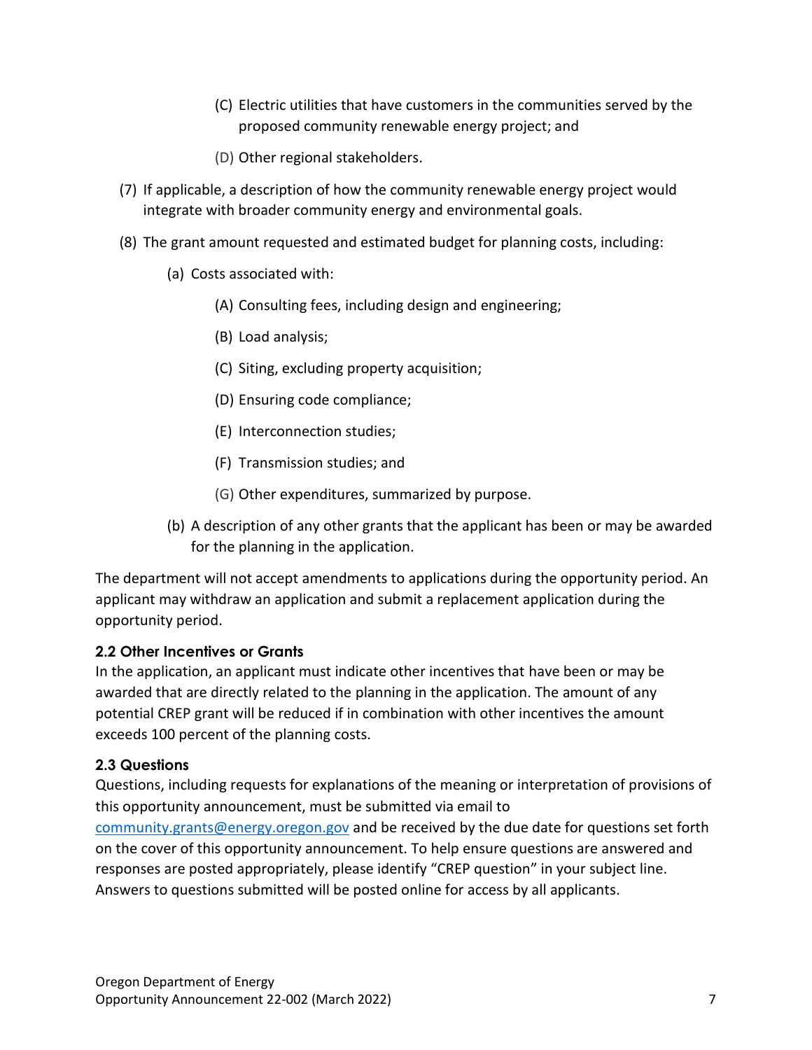(C) Electric utilities that have customers in the communities served by the proposed community renewable energy project; and

(D) Other regional stakeholders.

(7) If applicable, a description of how the community renewable energy project would integrate with broader community energy and environmental goals.

(8) The grant amount requested and estimated budget for planning costs, including:

(a) Costs associated with:

(A) Consulting fees, including design and engineering;

(B) Load analysis;

(C) Siting, excluding property acquisition;

(D) Ensuring code compliance;

(E) Interconnection studies;

(F) Transmission studies; and

(G) Other expenditures, summarized by purpose.

(b) A description of any other grants that the applicant has been or may be awarded for the planning in the application.

The department will not accept amendments to applications during the opportunity period. An applicant may withdraw an application and submit a replacement application during the opportunity period.

### 2.2 Other Incentives or Grants

In the application, an applicant must indicate other incentives that have been or may be awarded that are directly related to the planning in the application. The amount of any potential CREP grant will be reduced if in combination with other incentives the amount exceeds 100 percent of the planning costs.

### 2.3 Questions

Questions, including requests for explanations of the meaning or interpretation of provisions of this opportunity announcement, must be submitted via email to community.grants@energy.oregon.gov and be received by the due date for questions set forth on the cover of this opportunity announcement. To help ensure questions are answered and responses are posted appropriately, please identify “CREP question” in your subject line. Answers to questions submitted will be posted online for access by all applicants.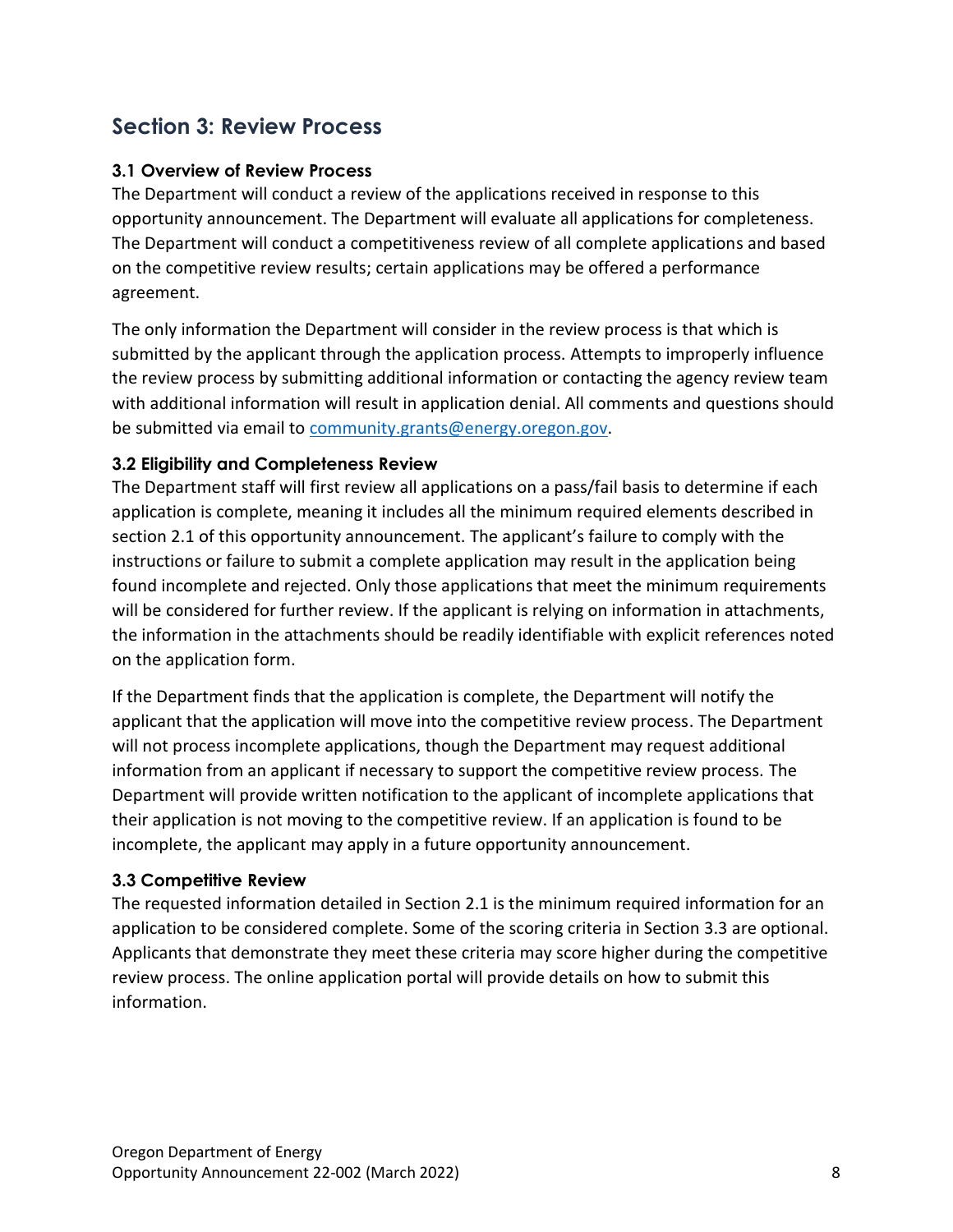## Section 3: Review Process

### 3.1 Overview of Review Process

The Department will conduct a review of the applications received in response to this opportunity announcement. The Department will evaluate all applications for completeness. The Department will conduct a competitiveness review of all complete applications and based on the competitive review results; certain applications may be offered a performance agreement.

The only information the Department will consider in the review process is that which is submitted by the applicant through the application process. Attempts to improperly influence the review process by submitting additional information or contacting the agency review team with additional information will result in application denial. All comments and questions should be submitted via email to [community.grants@energy.oregon.gov](mailto:community.grants@energy.oregon.gov).

### 3.2 Eligibility and Completeness Review

The Department staff will first review all applications on a pass/fail basis to determine if each application is complete, meaning it includes all the minimum required elements described in section 2.1 of this opportunity announcement. The applicant's failure to comply with the instructions or failure to submit a complete application may result in the application being found incomplete and rejected. Only those applications that meet the minimum requirements will be considered for further review. If the applicant is relying on information in attachments, the information in the attachments should be readily identifiable with explicit references noted on the application form.

If the Department finds that the application is complete, the Department will notify the applicant that the application will move into the competitive review process. The Department will not process incomplete applications, though the Department may request additional information from an applicant if necessary to support the competitive review process. The Department will provide written notification to the applicant of incomplete applications that their application is not moving to the competitive review. If an application is found to be incomplete, the applicant may apply in a future opportunity announcement.

### 3.3 Competitive Review

The requested information detailed in Section 2.1 is the minimum required information for an application to be considered complete. Some of the scoring criteria in Section 3.3 are optional. Applicants that demonstrate they meet these criteria may score higher during the competitive review process. The online application portal will provide details on how to submit this information.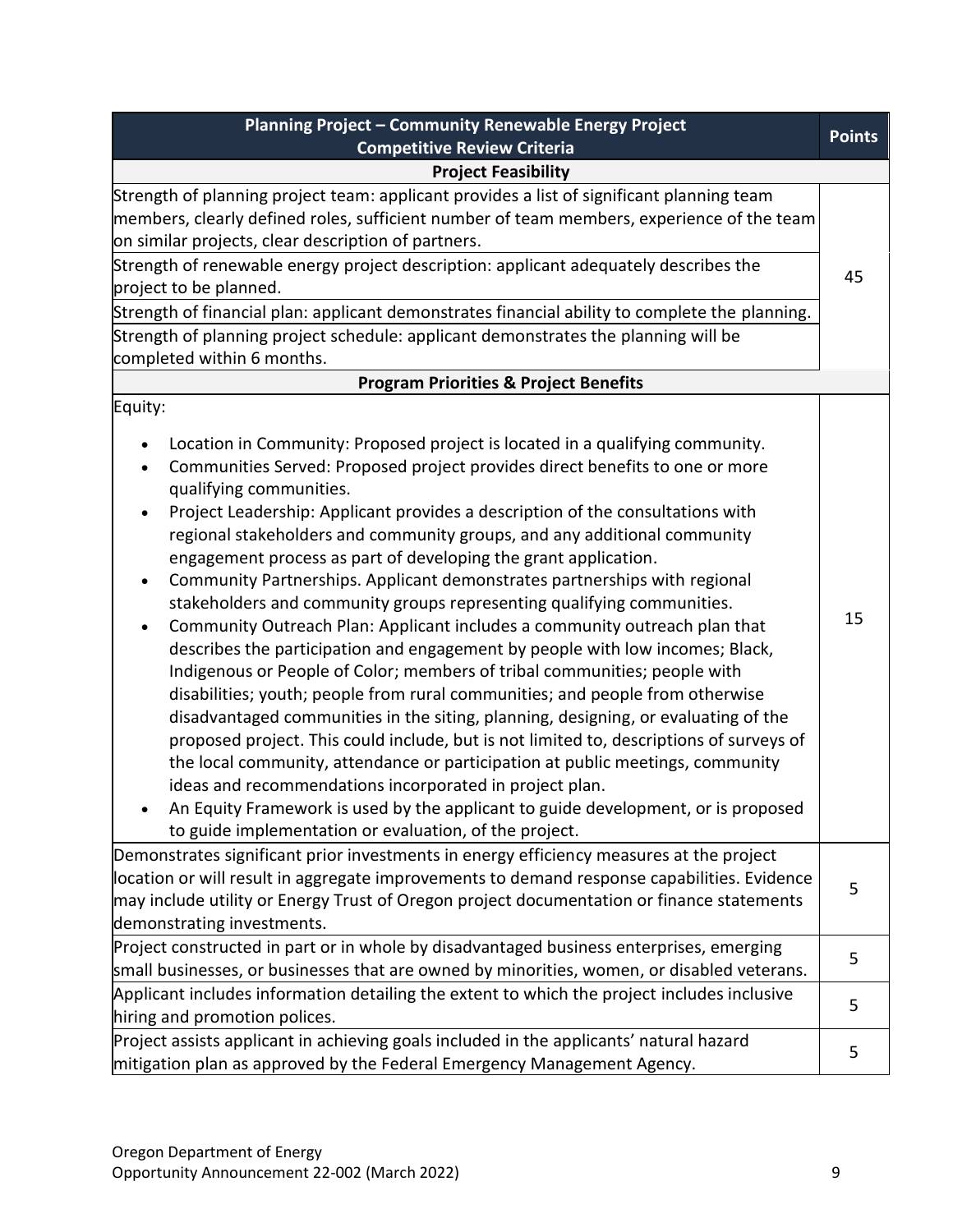| Planning Project – Community Renewable Energy Project Competitive Review Criteria | Points |
|---|---|
| **Project Feasibility** | |
| Strength of planning project team: applicant provides a list of significant planning team members, clearly defined roles, sufficient number of team members, experience of the team on similar projects, clear description of partners. | 45 |
| Strength of renewable energy project description: applicant adequately describes the project to be planned. | |
| Strength of financial plan: applicant demonstrates financial ability to complete the planning. | |
| Strength of planning project schedule: applicant demonstrates the planning will be completed within 6 months. | |
| **Program Priorities & Project Benefits** | |
| Equity:<br>• Location in Community: Proposed project is located in a qualifying community.<br>• Communities Served: Proposed project provides direct benefits to one or more qualifying communities.<br>• Project Leadership: Applicant provides a description of the consultations with regional stakeholders and community groups, and any additional community engagement process as part of developing the grant application.<br>• Community Partnerships. Applicant demonstrates partnerships with regional stakeholders and community groups representing qualifying communities.<br>• Community Outreach Plan: Applicant includes a community outreach plan that describes the participation and engagement by people with low incomes; Black, Indigenous or People of Color; members of tribal communities; people with disabilities; youth; people from rural communities; and people from otherwise disadvantaged communities in the siting, planning, designing, or evaluating of the proposed project. This could include, but is not limited to, descriptions of surveys of the local community, attendance or participation at public meetings, community ideas and recommendations incorporated in project plan.<br>• An Equity Framework is used by the applicant to guide development, or is proposed to guide implementation or evaluation, of the project. | 15 |
| Demonstrates significant prior investments in energy efficiency measures at the project location or will result in aggregate improvements to demand response capabilities. Evidence may include utility or Energy Trust of Oregon project documentation or finance statements demonstrating investments. | 5 |
| Project constructed in part or in whole by disadvantaged business enterprises, emerging small businesses, or businesses that are owned by minorities, women, or disabled veterans. | 5 |
| Applicant includes information detailing the extent to which the project includes inclusive hiring and promotion polices. | 5 |
| Project assists applicant in achieving goals included in the applicants' natural hazard mitigation plan as approved by the Federal Emergency Management Agency. | 5 |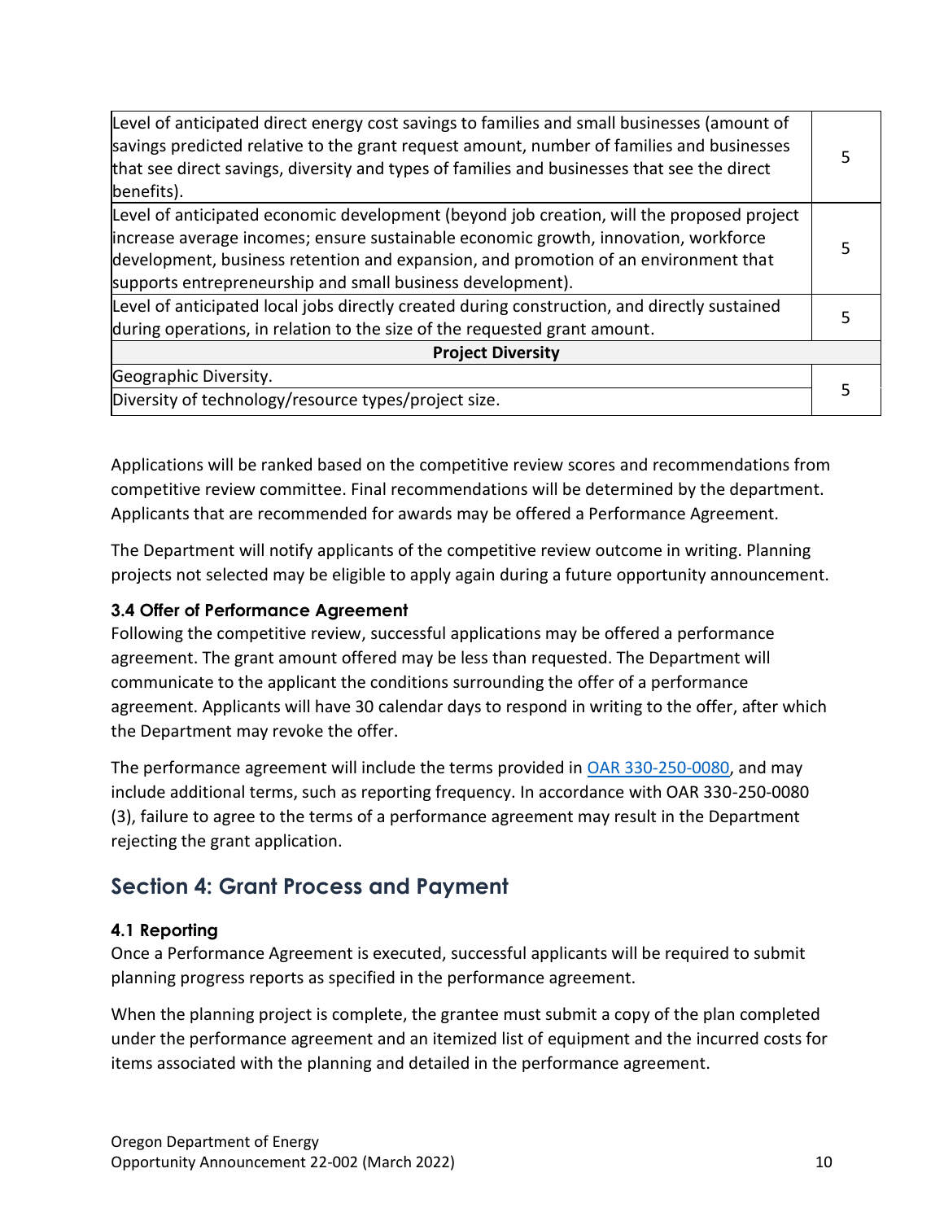| | |
|---|---|
| Level of anticipated direct energy cost savings to families and small businesses (amount of savings predicted relative to the grant request amount, number of families and businesses that see direct savings, diversity and types of families and businesses that see the direct benefits). | 5 |
| Level of anticipated economic development (beyond job creation, will the proposed project increase average incomes; ensure sustainable economic growth, innovation, workforce development, business retention and expansion, and promotion of an environment that supports entrepreneurship and small business development). | 5 |
| Level of anticipated local jobs directly created during construction, and directly sustained during operations, in relation to the size of the requested grant amount. | 5 |
| **Project Diversity** | |
| Geographic Diversity. | 5 |
| Diversity of technology/resource types/project size. | |

Applications will be ranked based on the competitive review scores and recommendations from competitive review committee. Final recommendations will be determined by the department. Applicants that are recommended for awards may be offered a Performance Agreement.

The Department will notify applicants of the competitive review outcome in writing. Planning projects not selected may be eligible to apply again during a future opportunity announcement.

### 3.4 Offer of Performance Agreement

Following the competitive review, successful applications may be offered a performance agreement. The grant amount offered may be less than requested. The Department will communicate to the applicant the conditions surrounding the offer of a performance agreement. Applicants will have 30 calendar days to respond in writing to the offer, after which the Department may revoke the offer.

The performance agreement will include the terms provided in OAR 330-250-0080, and may include additional terms, such as reporting frequency. In accordance with OAR 330-250-0080 (3), failure to agree to the terms of a performance agreement may result in the Department rejecting the grant application.

## Section 4: Grant Process and Payment

### 4.1 Reporting

Once a Performance Agreement is executed, successful applicants will be required to submit planning progress reports as specified in the performance agreement.

When the planning project is complete, the grantee must submit a copy of the plan completed under the performance agreement and an itemized list of equipment and the incurred costs for items associated with the planning and detailed in the performance agreement.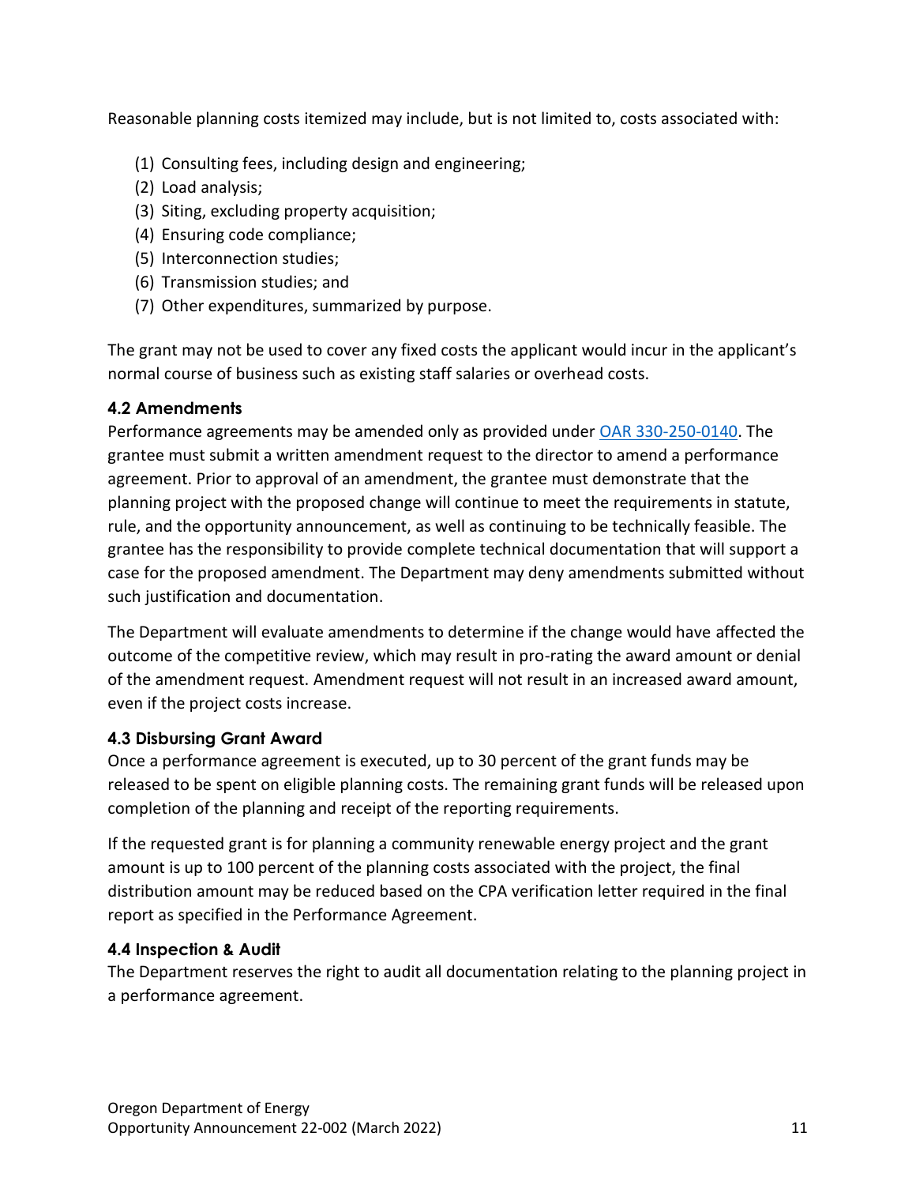Reasonable planning costs itemized may include, but is not limited to, costs associated with:

(1) Consulting fees, including design and engineering;
(2) Load analysis;
(3) Siting, excluding property acquisition;
(4) Ensuring code compliance;
(5) Interconnection studies;
(6) Transmission studies; and
(7) Other expenditures, summarized by purpose.

The grant may not be used to cover any fixed costs the applicant would incur in the applicant's normal course of business such as existing staff salaries or overhead costs.

### 4.2 Amendments

Performance agreements may be amended only as provided under [OAR 330-250-0140](). The grantee must submit a written amendment request to the director to amend a performance agreement. Prior to approval of an amendment, the grantee must demonstrate that the planning project with the proposed change will continue to meet the requirements in statute, rule, and the opportunity announcement, as well as continuing to be technically feasible. The grantee has the responsibility to provide complete technical documentation that will support a case for the proposed amendment. The Department may deny amendments submitted without such justification and documentation.

The Department will evaluate amendments to determine if the change would have affected the outcome of the competitive review, which may result in pro-rating the award amount or denial of the amendment request. Amendment request will not result in an increased award amount, even if the project costs increase.

### 4.3 Disbursing Grant Award

Once a performance agreement is executed, up to 30 percent of the grant funds may be released to be spent on eligible planning costs. The remaining grant funds will be released upon completion of the planning and receipt of the reporting requirements.

If the requested grant is for planning a community renewable energy project and the grant amount is up to 100 percent of the planning costs associated with the project, the final distribution amount may be reduced based on the CPA verification letter required in the final report as specified in the Performance Agreement.

### 4.4 Inspection & Audit

The Department reserves the right to audit all documentation relating to the planning project in a performance agreement.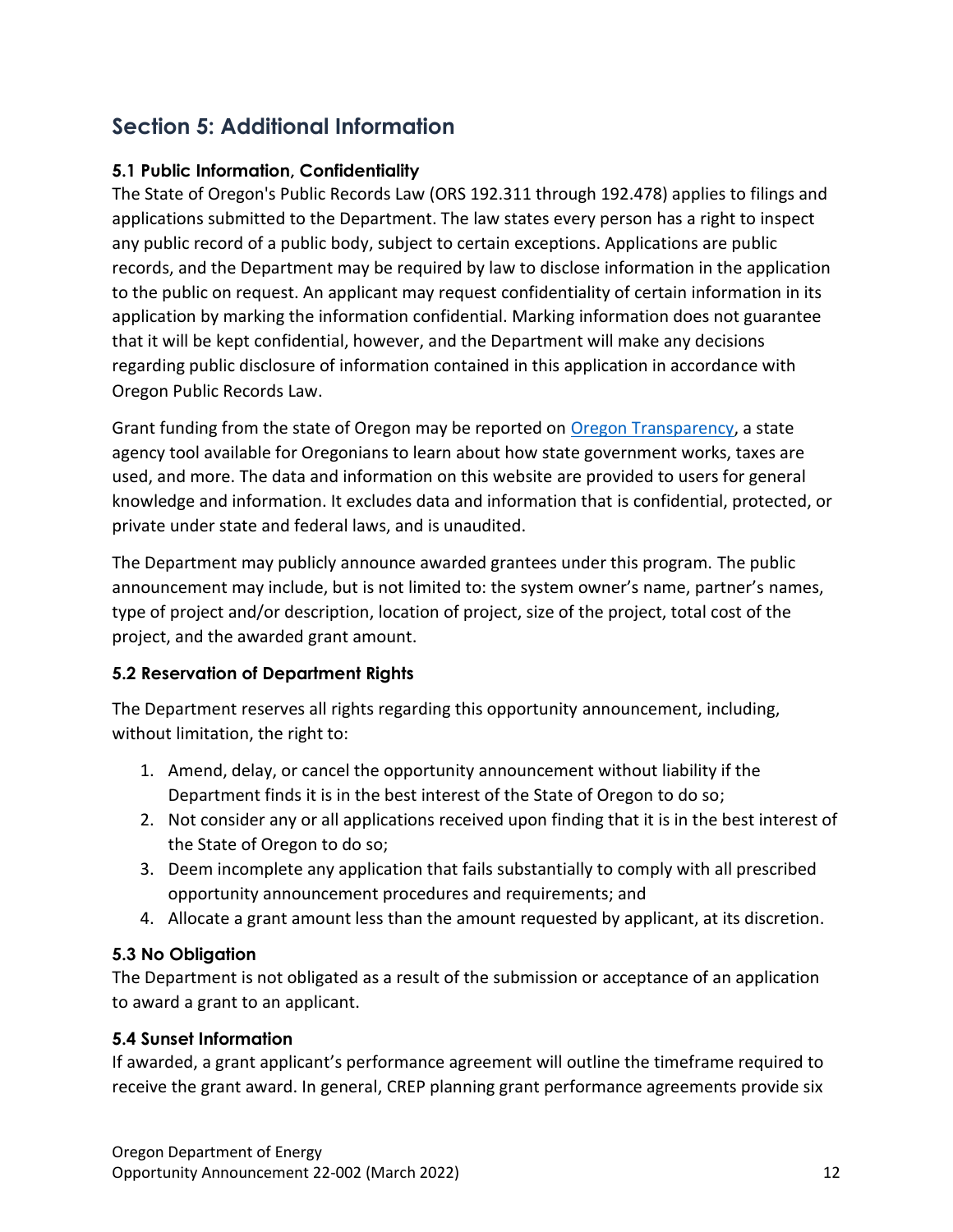## Section 5: Additional Information

### 5.1 Public Information, Confidentiality

The State of Oregon's Public Records Law (ORS 192.311 through 192.478) applies to filings and applications submitted to the Department. The law states every person has a right to inspect any public record of a public body, subject to certain exceptions. Applications are public records, and the Department may be required by law to disclose information in the application to the public on request. An applicant may request confidentiality of certain information in its application by marking the information confidential. Marking information does not guarantee that it will be kept confidential, however, and the Department will make any decisions regarding public disclosure of information contained in this application in accordance with Oregon Public Records Law.

Grant funding from the state of Oregon may be reported on [Oregon Transparency](), a state agency tool available for Oregonians to learn about how state government works, taxes are used, and more. The data and information on this website are provided to users for general knowledge and information. It excludes data and information that is confidential, protected, or private under state and federal laws, and is unaudited.

The Department may publicly announce awarded grantees under this program. The public announcement may include, but is not limited to: the system owner's name, partner's names, type of project and/or description, location of project, size of the project, total cost of the project, and the awarded grant amount.

### 5.2 Reservation of Department Rights

The Department reserves all rights regarding this opportunity announcement, including, without limitation, the right to:

1. Amend, delay, or cancel the opportunity announcement without liability if the Department finds it is in the best interest of the State of Oregon to do so;
2. Not consider any or all applications received upon finding that it is in the best interest of the State of Oregon to do so;
3. Deem incomplete any application that fails substantially to comply with all prescribed opportunity announcement procedures and requirements; and
4. Allocate a grant amount less than the amount requested by applicant, at its discretion.

### 5.3 No Obligation

The Department is not obligated as a result of the submission or acceptance of an application to award a grant to an applicant.

### 5.4 Sunset Information

If awarded, a grant applicant's performance agreement will outline the timeframe required to receive the grant award. In general, CREP planning grant performance agreements provide six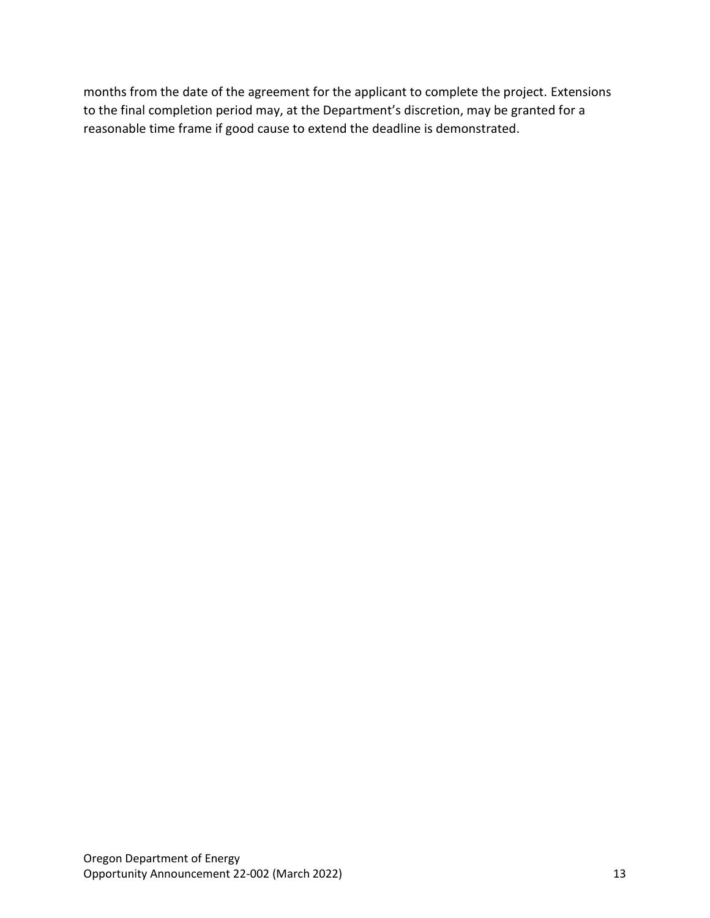months from the date of the agreement for the applicant to complete the project. Extensions to the final completion period may, at the Department's discretion, may be granted for a reasonable time frame if good cause to extend the deadline is demonstrated.